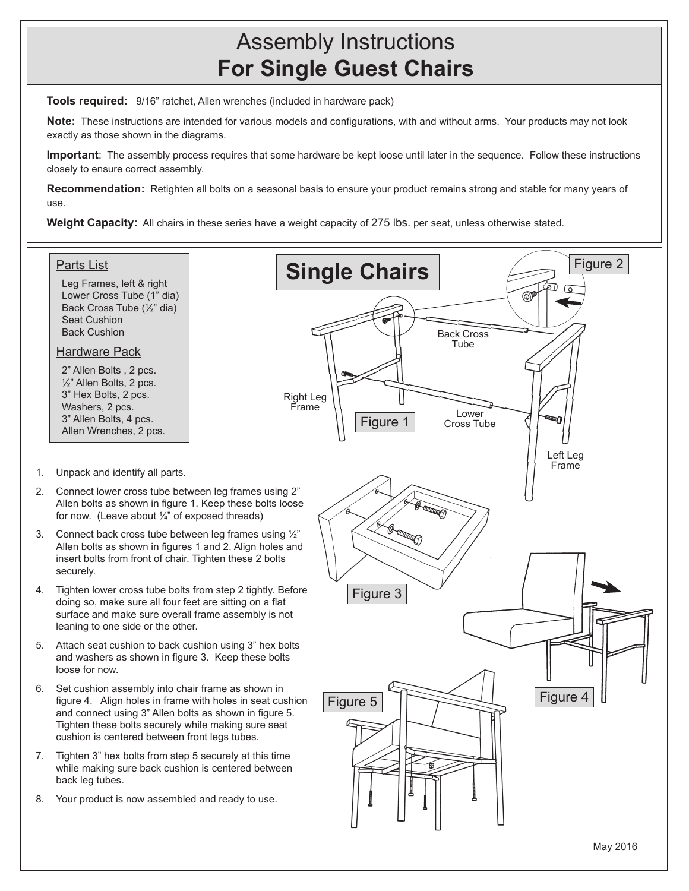# Assembly Instructions
# For Single Guest Chairs

**Tools required:** 9/16" ratchet, Allen wrenches (included in hardware pack)

**Note:** These instructions are intended for various models and configurations, with and without arms. Your products may not look exactly as those shown in the diagrams.

**Important**: The assembly process requires that some hardware be kept loose until later in the sequence. Follow these instructions closely to ensure correct assembly.

**Recommendation:** Retighten all bolts on a seasonal basis to ensure your product remains strong and stable for many years of use.

**Weight Capacity:** All chairs in these series have a weight capacity of 275 lbs. per seat, unless otherwise stated.

## Single Chairs

### Parts List

- Leg Frames, left & right
- Lower Cross Tube (1" dia)
- Back Cross Tube (½" dia)
- Seat Cushion
- Back Cushion

### Hardware Pack

- 2" Allen Bolts , 2 pcs.
- ½" Allen Bolts, 2 pcs.
- 3" Hex Bolts, 2 pcs.
- Washers, 2 pcs.
- 3" Allen Bolts, 4 pcs.
- Allen Wrenches, 2 pcs.

1. Unpack and identify all parts.
2. Connect lower cross tube between leg frames using 2" Allen bolts as shown in figure 1. Keep these bolts loose for now. (Leave about ¼" of exposed threads)
3. Connect back cross tube between leg frames using ½" Allen bolts as shown in figures 1 and 2. Align holes and insert bolts from front of chair. Tighten these 2 bolts securely.
4. Tighten lower cross tube bolts from step 2 tightly. Before doing so, make sure all four feet are sitting on a flat surface and make sure overall frame assembly is not leaning to one side or the other.
5. Attach seat cushion to back cushion using 3" hex bolts and washers as shown in figure 3. Keep these bolts loose for now.
6. Set cushion assembly into chair frame as shown in figure 4. Align holes in frame with holes in seat cushion and connect using 3" Allen bolts as shown in figure 5. Tighten these bolts securely while making sure seat cushion is centered between front legs tubes.
7. Tighten 3" hex bolts from step 5 securely at this time while making sure back cushion is centered between back leg tubes.
8. Your product is now assembled and ready to use.

May 2016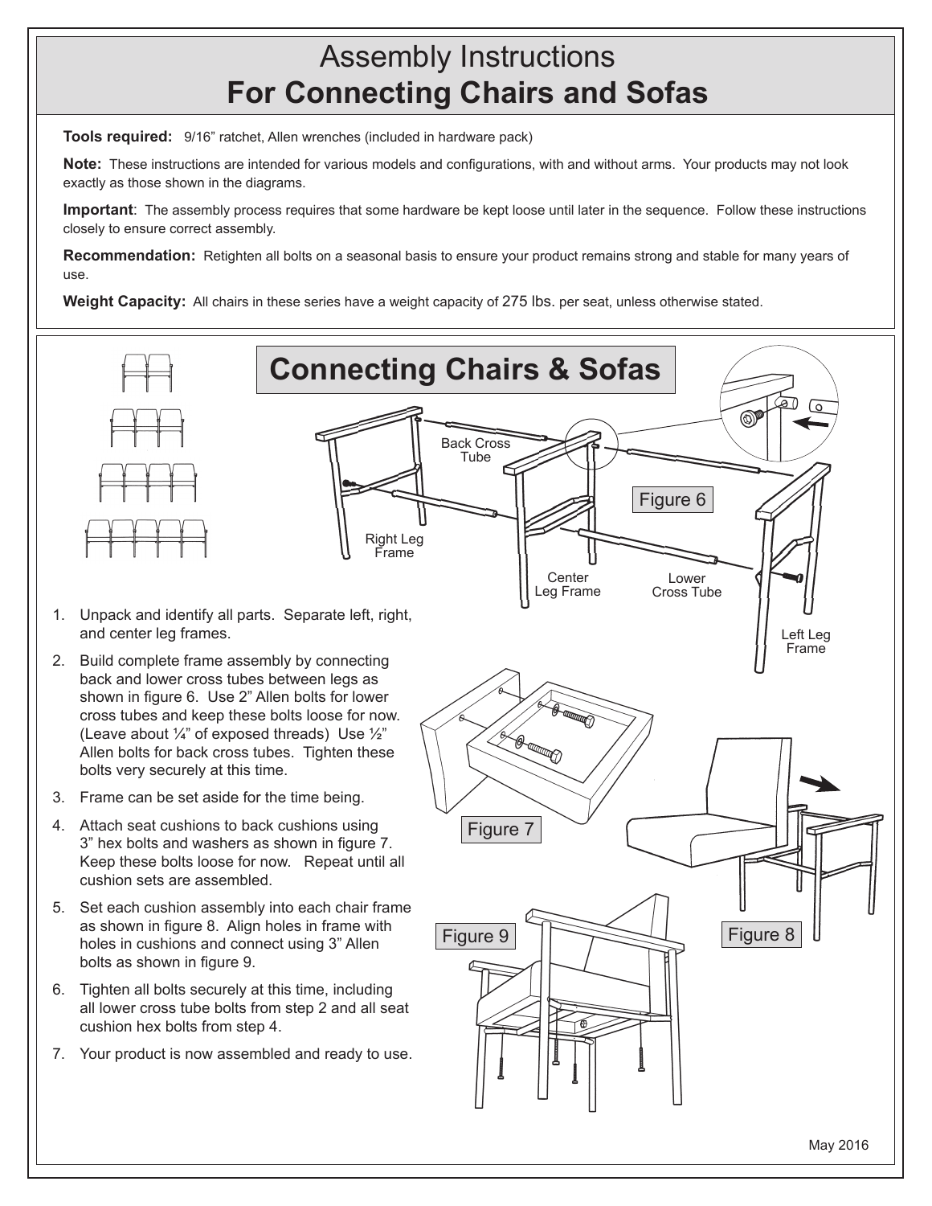# Assembly Instructions
# For Connecting Chairs and Sofas

**Tools required:** 9/16" ratchet, Allen wrenches (included in hardware pack)

**Note:** These instructions are intended for various models and configurations, with and without arms. Your products may not look exactly as those shown in the diagrams.

**Important**: The assembly process requires that some hardware be kept loose until later in the sequence. Follow these instructions closely to ensure correct assembly.

**Recommendation:** Retighten all bolts on a seasonal basis to ensure your product remains strong and stable for many years of use.

**Weight Capacity:** All chairs in these series have a weight capacity of 275 lbs. per seat, unless otherwise stated.

## Connecting Chairs & Sofas

Back Cross Tube

Right Leg Frame

Center Leg Frame

Lower Cross Tube

Left Leg Frame

Figure 6

1. Unpack and identify all parts. Separate left, right, and center leg frames.
2. Build complete frame assembly by connecting back and lower cross tubes between legs as shown in figure 6. Use 2" Allen bolts for lower cross tubes and keep these bolts loose for now. (Leave about ¼" of exposed threads) Use ½" Allen bolts for back cross tubes. Tighten these bolts very securely at this time.
3. Frame can be set aside for the time being.
4. Attach seat cushions to back cushions using 3" hex bolts and washers as shown in figure 7. Keep these bolts loose for now. Repeat until all cushion sets are assembled.
5. Set each cushion assembly into each chair frame as shown in figure 8. Align holes in frame with holes in cushions and connect using 3" Allen bolts as shown in figure 9.
6. Tighten all bolts securely at this time, including all lower cross tube bolts from step 2 and all seat cushion hex bolts from step 4.
7. Your product is now assembled and ready to use.

Figure 7

Figure 8

Figure 9

May 2016